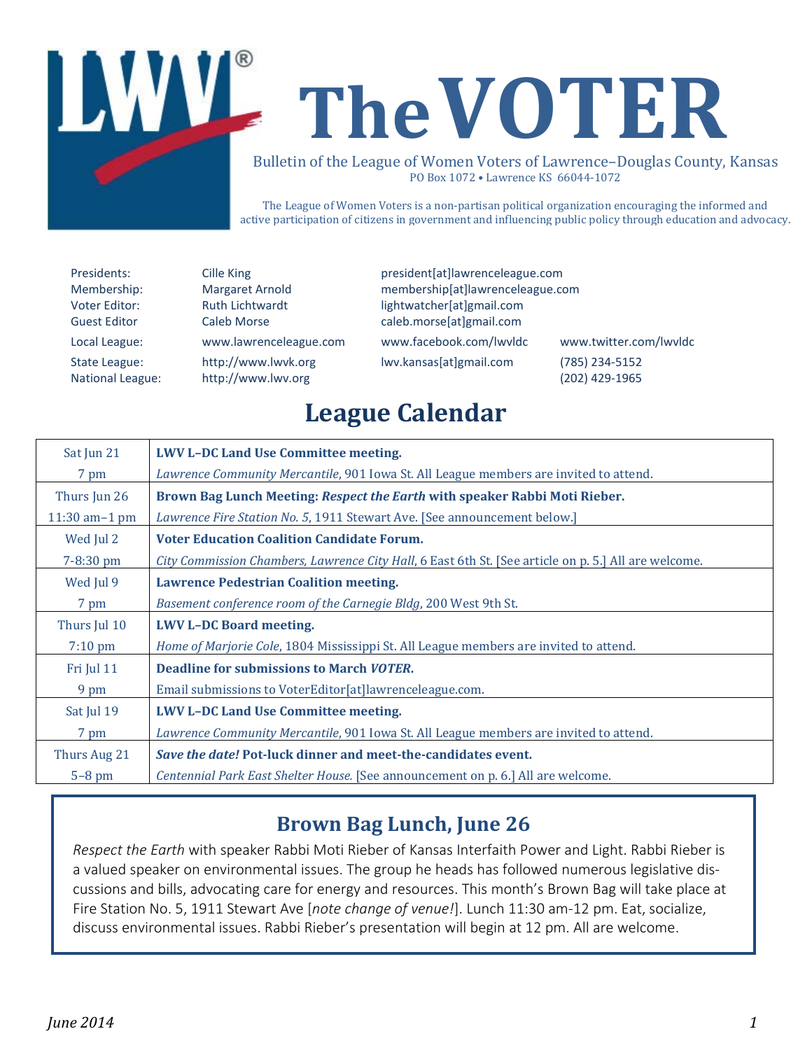# The VOTER

Bulletin of the League of Women Voters of Lawrence–Douglas County, Kansas
PO Box 1072 • Lawrence KS 66044-1072

The League of Women Voters is a non-partisan political organization encouraging the informed and active participation of citizens in government and influencing public policy through education and advocacy.

| | | | |
|---|---|---|---|
| Presidents: | Cille King | president[at]lawrenceleague.com | |
| Membership: | Margaret Arnold | membership[at]lawrenceleague.com | |
| Voter Editor: | Ruth Lichtwardt | lightwatcher[at]gmail.com | |
| Guest Editor | Caleb Morse | caleb.morse[at]gmail.com | |
| Local League: | www.lawrenceleague.com | www.facebook.com/lwvldc | www.twitter.com/lwvldc |
| State League: | http://www.lwvk.org | lwv.kansas[at]gmail.com | (785) 234-5152 |
| National League: | http://www.lwv.org | | (202) 429-1965 |

## League Calendar

| | |
|---|---|
| Sat Jun 21<br>7 pm | **LWV L–DC Land Use Committee meeting.**<br>*Lawrence Community Mercantile*, 901 Iowa St. All League members are invited to attend. |
| Thurs Jun 26<br>11:30 am–1 pm | **Brown Bag Lunch Meeting: *Respect the Earth* with speaker Rabbi Moti Rieber.**<br>*Lawrence Fire Station No. 5*, 1911 Stewart Ave. [See announcement below.] |
| Wed Jul 2<br>7-8:30 pm | **Voter Education Coalition Candidate Forum.**<br>*City Commission Chambers, Lawrence City Hall*, 6 East 6th St. [See article on p. 5.] All are welcome. |
| Wed Jul 9<br>7 pm | **Lawrence Pedestrian Coalition meeting.**<br>*Basement conference room of the Carnegie Bldg*, 200 West 9th St. |
| Thurs Jul 10<br>7:10 pm | **LWV L–DC Board meeting.**<br>*Home of Marjorie Cole*, 1804 Mississippi St. All League members are invited to attend. |
| Fri Jul 11<br>9 pm | **Deadline for submissions to March *VOTER*.**<br>Email submissions to VoterEditor[at]lawrenceleague.com. |
| Sat Jul 19<br>7 pm | **LWV L–DC Land Use Committee meeting.**<br>*Lawrence Community Mercantile*, 901 Iowa St. All League members are invited to attend. |
| Thurs Aug 21<br>5–8 pm | ***Save the date!* Pot-luck dinner and meet-the-candidates event.**<br>*Centennial Park East Shelter House.* [See announcement on p. 6.] All are welcome. |

## Brown Bag Lunch, June 26

*Respect the Earth* with speaker Rabbi Moti Rieber of Kansas Interfaith Power and Light. Rabbi Rieber is a valued speaker on environmental issues. The group he heads has followed numerous legislative discussions and bills, advocating care for energy and resources. This month's Brown Bag will take place at Fire Station No. 5, 1911 Stewart Ave [*note change of venue!*]. Lunch 11:30 am-12 pm. Eat, socialize, discuss environmental issues. Rabbi Rieber's presentation will begin at 12 pm. All are welcome.

*June 2014*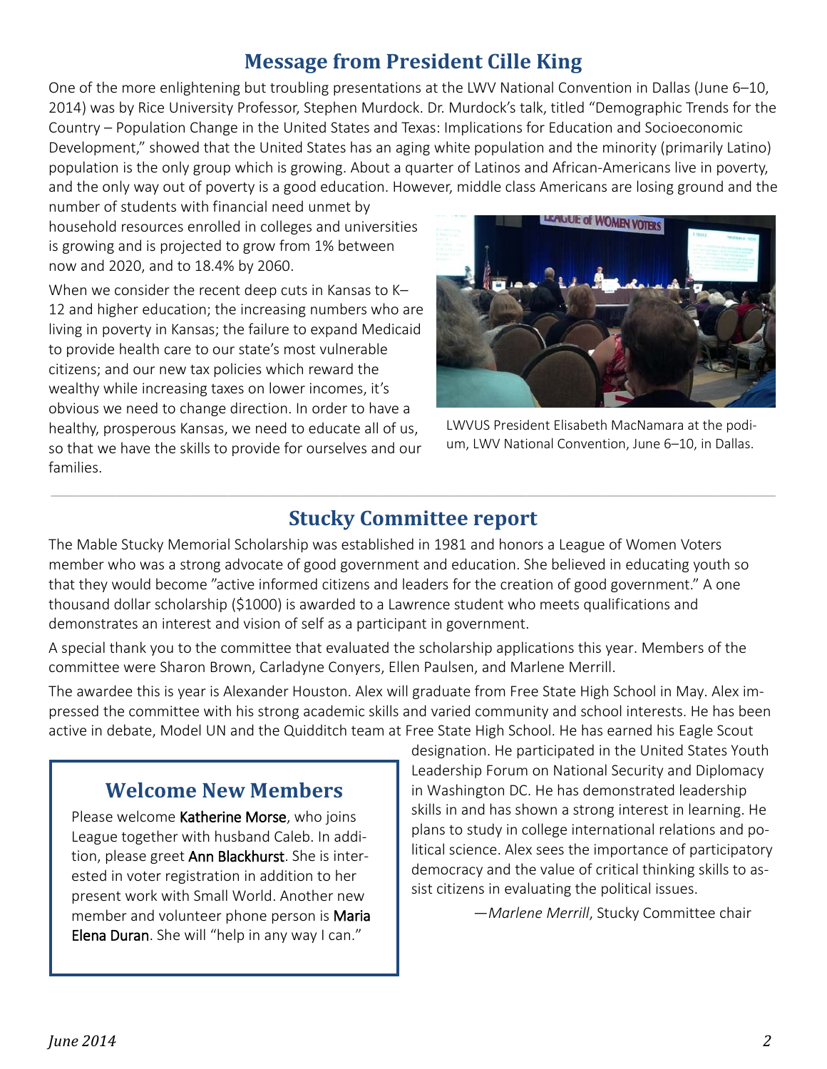## Message from President Cille King

One of the more enlightening but troubling presentations at the LWV National Convention in Dallas (June 6–10, 2014) was by Rice University Professor, Stephen Murdock. Dr. Murdock's talk, titled "Demographic Trends for the Country – Population Change in the United States and Texas: Implications for Education and Socioeconomic Development," showed that the United States has an aging white population and the minority (primarily Latino) population is the only group which is growing. About a quarter of Latinos and African-Americans live in poverty, and the only way out of poverty is a good education. However, middle class Americans are losing ground and the number of students with financial need unmet by household resources enrolled in colleges and universities is growing and is projected to grow from 1% between now and 2020, and to 18.4% by 2060.

When we consider the recent deep cuts in Kansas to K–12 and higher education; the increasing numbers who are living in poverty in Kansas; the failure to expand Medicaid to provide health care to our state's most vulnerable citizens; and our new tax policies which reward the wealthy while increasing taxes on lower incomes, it's obvious we need to change direction. In order to have a healthy, prosperous Kansas, we need to educate all of us, so that we have the skills to provide for ourselves and our families.

LWVUS President Elisabeth MacNamara at the podium, LWV National Convention, June 6–10, in Dallas.

## Stucky Committee report

The Mable Stucky Memorial Scholarship was established in 1981 and honors a League of Women Voters member who was a strong advocate of good government and education. She believed in educating youth so that they would become "active informed citizens and leaders for the creation of good government." A one thousand dollar scholarship ($1000) is awarded to a Lawrence student who meets qualifications and demonstrates an interest and vision of self as a participant in government.

A special thank you to the committee that evaluated the scholarship applications this year. Members of the committee were Sharon Brown, Carladyne Conyers, Ellen Paulsen, and Marlene Merrill.

The awardee this is year is Alexander Houston. Alex will graduate from Free State High School in May. Alex impressed the committee with his strong academic skills and varied community and school interests. He has been active in debate, Model UN and the Quidditch team at Free State High School. He has earned his Eagle Scout designation. He participated in the United States Youth Leadership Forum on National Security and Diplomacy in Washington DC. He has demonstrated leadership skills in and has shown a strong interest in learning. He plans to study in college international relations and political science. Alex sees the importance of participatory democracy and the value of critical thinking skills to assist citizens in evaluating the political issues.

—*Marlene Merrill*, Stucky Committee chair

## Welcome New Members

Please welcome **Katherine Morse**, who joins League together with husband Caleb. In addition, please greet **Ann Blackhurst**. She is interested in voter registration in addition to her present work with Small World. Another new member and volunteer phone person is **Maria Elena Duran**. She will "help in any way I can."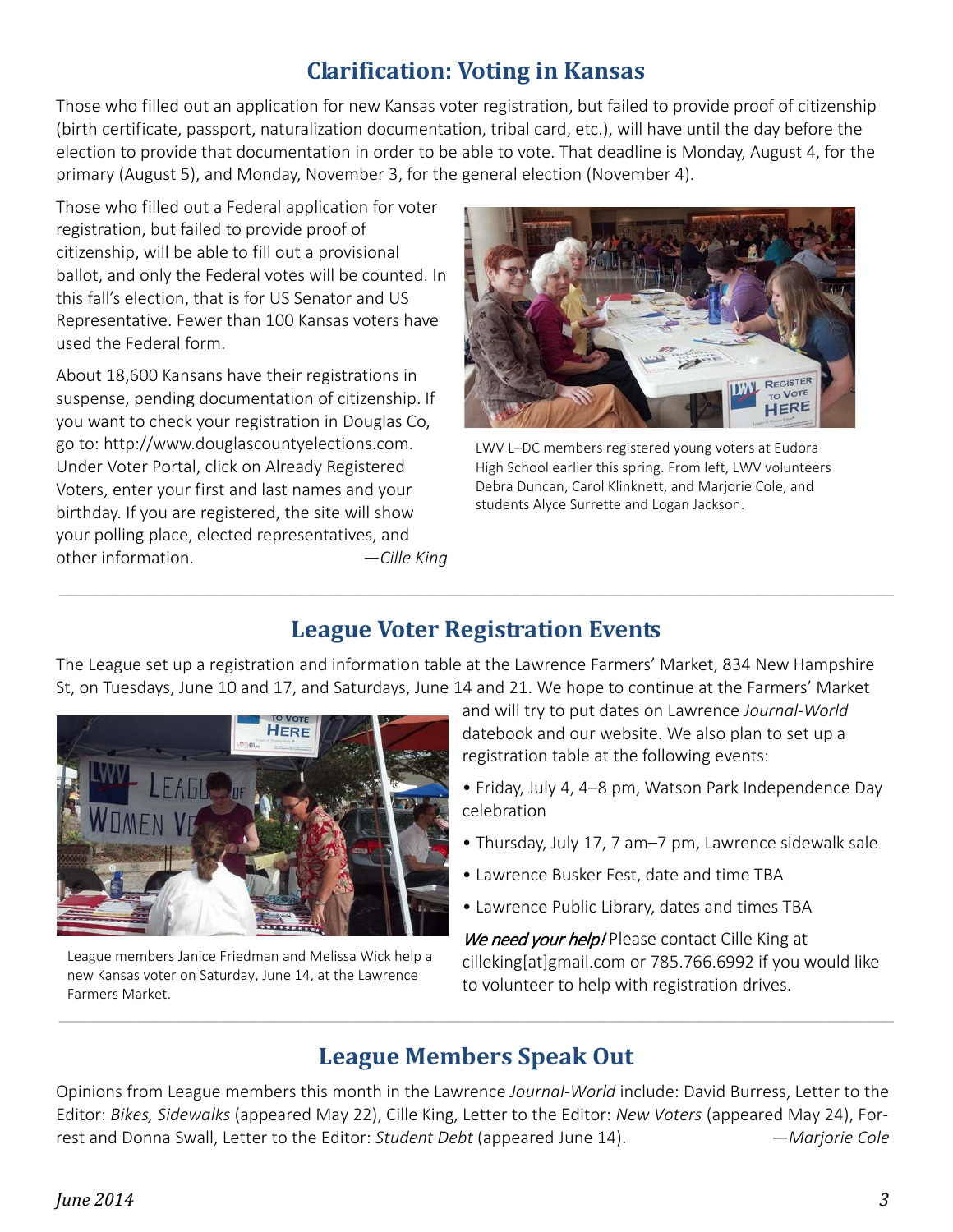## Clarification: Voting in Kansas

Those who filled out an application for new Kansas voter registration, but failed to provide proof of citizenship (birth certificate, passport, naturalization documentation, tribal card, etc.), will have until the day before the election to provide that documentation in order to be able to vote. That deadline is Monday, August 4, for the primary (August 5), and Monday, November 3, for the general election (November 4).

Those who filled out a Federal application for voter registration, but failed to provide proof of citizenship, will be able to fill out a provisional ballot, and only the Federal votes will be counted. In this fall's election, that is for US Senator and US Representative. Fewer than 100 Kansas voters have used the Federal form.

About 18,600 Kansans have their registrations in suspense, pending documentation of citizenship. If you want to check your registration in Douglas Co, go to: http://www.douglascountyelections.com. Under Voter Portal, click on Already Registered Voters, enter your first and last names and your birthday. If you are registered, the site will show your polling place, elected representatives, and other information. —*Cille King*

LWV L–DC members registered young voters at Eudora High School earlier this spring. From left, LWV volunteers Debra Duncan, Carol Klinknett, and Marjorie Cole, and students Alyce Surrette and Logan Jackson.

## League Voter Registration Events

The League set up a registration and information table at the Lawrence Farmers' Market, 834 New Hampshire St, on Tuesdays, June 10 and 17, and Saturdays, June 14 and 21. We hope to continue at the Farmers' Market and will try to put dates on Lawrence *Journal-World* datebook and our website. We also plan to set up a registration table at the following events:

- Friday, July 4, 4–8 pm, Watson Park Independence Day celebration
- Thursday, July 17, 7 am–7 pm, Lawrence sidewalk sale
- Lawrence Busker Fest, date and time TBA
- Lawrence Public Library, dates and times TBA

*We need your help!* Please contact Cille King at cilleking[at]gmail.com or 785.766.6992 if you would like to volunteer to help with registration drives.

League members Janice Friedman and Melissa Wick help a new Kansas voter on Saturday, June 14, at the Lawrence Farmers Market.

## League Members Speak Out

Opinions from League members this month in the Lawrence *Journal-World* include: David Burress, Letter to the Editor: *Bikes, Sidewalks* (appeared May 22), Cille King, Letter to the Editor: *New Voters* (appeared May 24), Forrest and Donna Swall, Letter to the Editor: *Student Debt* (appeared June 14). —*Marjorie Cole*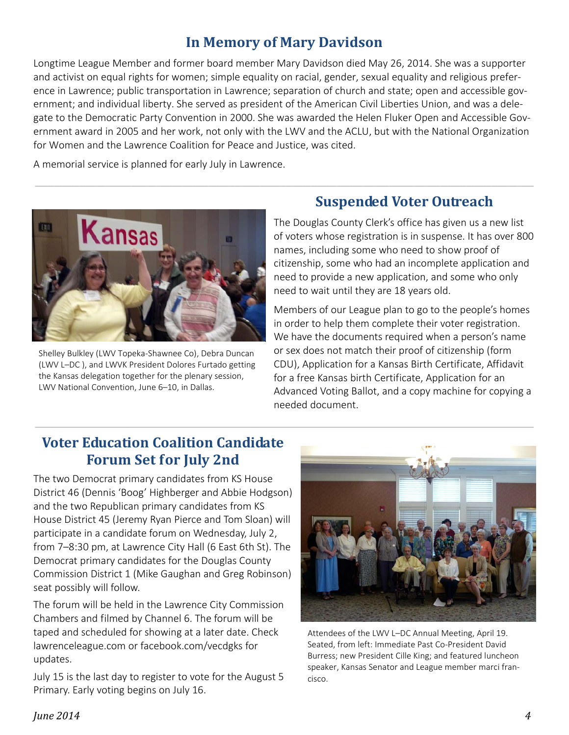## In Memory of Mary Davidson

Longtime League Member and former board member Mary Davidson died May 26, 2014. She was a supporter and activist on equal rights for women; simple equality on racial, gender, sexual equality and religious preference in Lawrence; public transportation in Lawrence; separation of church and state; open and accessible government; and individual liberty. She served as president of the American Civil Liberties Union, and was a delegate to the Democratic Party Convention in 2000. She was awarded the Helen Fluker Open and Accessible Government award in 2005 and her work, not only with the LWV and the ACLU, but with the National Organization for Women and the Lawrence Coalition for Peace and Justice, was cited.

A memorial service is planned for early July in Lawrence.

Shelley Bulkley (LWV Topeka-Shawnee Co), Debra Duncan (LWV L–DC ), and LWVK President Dolores Furtado getting the Kansas delegation together for the plenary session, LWV National Convention, June 6–10, in Dallas.

## Suspended Voter Outreach

The Douglas County Clerk's office has given us a new list of voters whose registration is in suspense. It has over 800 names, including some who need to show proof of citizenship, some who had an incomplete application and need to provide a new application, and some who only need to wait until they are 18 years old.

Members of our League plan to go to the people's homes in order to help them complete their voter registration. We have the documents required when a person's name or sex does not match their proof of citizenship (form CDU), Application for a Kansas Birth Certificate, Affidavit for a free Kansas birth Certificate, Application for an Advanced Voting Ballot, and a copy machine for copying a needed document.

## Voter Education Coalition Candidate Forum Set for July 2nd

The two Democrat primary candidates from KS House District 46 (Dennis 'Boog' Highberger and Abbie Hodgson) and the two Republican primary candidates from KS House District 45 (Jeremy Ryan Pierce and Tom Sloan) will participate in a candidate forum on Wednesday, July 2, from 7–8:30 pm, at Lawrence City Hall (6 East 6th St). The Democrat primary candidates for the Douglas County Commission District 1 (Mike Gaughan and Greg Robinson) seat possibly will follow.

The forum will be held in the Lawrence City Commission Chambers and filmed by Channel 6. The forum will be taped and scheduled for showing at a later date. Check lawrenceleague.com or facebook.com/vecdgks for updates.

July 15 is the last day to register to vote for the August 5 Primary. Early voting begins on July 16.

Attendees of the LWV L–DC Annual Meeting, April 19. Seated, from left: Immediate Past Co-President David Burress; new President Cille King; and featured luncheon speaker, Kansas Senator and League member marci francisco.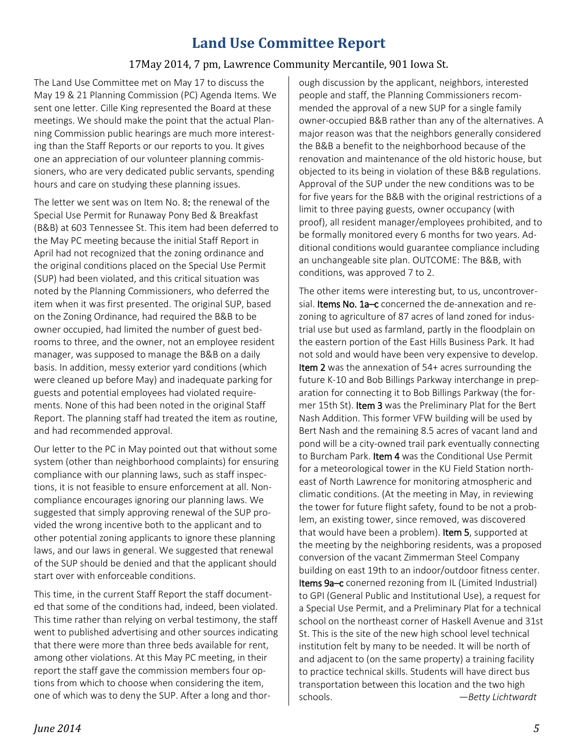# Land Use Committee Report

17May 2014, 7 pm, Lawrence Community Mercantile, 901 Iowa St.

The Land Use Committee met on May 17 to discuss the May 19 & 21 Planning Commission (PC) Agenda Items. We sent one letter. Cille King represented the Board at these meetings. We should make the point that the actual Planning Commission public hearings are much more interesting than the Staff Reports or our reports to you. It gives one an appreciation of our volunteer planning commissioners, who are very dedicated public servants, spending hours and care on studying these planning issues.

The letter we sent was on Item No. 8: the renewal of the Special Use Permit for Runaway Pony Bed & Breakfast (B&B) at 603 Tennessee St. This item had been deferred to the May PC meeting because the initial Staff Report in April had not recognized that the zoning ordinance and the original conditions placed on the Special Use Permit (SUP) had been violated, and this critical situation was noted by the Planning Commissioners, who deferred the item when it was first presented. The original SUP, based on the Zoning Ordinance, had required the B&B to be owner occupied, had limited the number of guest bedrooms to three, and the owner, not an employee resident manager, was supposed to manage the B&B on a daily basis. In addition, messy exterior yard conditions (which were cleaned up before May) and inadequate parking for guests and potential employees had violated requirements. None of this had been noted in the original Staff Report. The planning staff had treated the item as routine, and had recommended approval.

Our letter to the PC in May pointed out that without some system (other than neighborhood complaints) for ensuring compliance with our planning laws, such as staff inspections, it is not feasible to ensure enforcement at all. Noncompliance encourages ignoring our planning laws. We suggested that simply approving renewal of the SUP provided the wrong incentive both to the applicant and to other potential zoning applicants to ignore these planning laws, and our laws in general. We suggested that renewal of the SUP should be denied and that the applicant should start over with enforceable conditions.

This time, in the current Staff Report the staff documented that some of the conditions had, indeed, been violated. This time rather than relying on verbal testimony, the staff went to published advertising and other sources indicating that there were more than three beds available for rent, among other violations. At this May PC meeting, in their report the staff gave the commission members four options from which to choose when considering the item, one of which was to deny the SUP. After a long and thorough discussion by the applicant, neighbors, interested people and staff, the Planning Commissioners recommended the approval of a new SUP for a single family owner-occupied B&B rather than any of the alternatives. A major reason was that the neighbors generally considered the B&B a benefit to the neighborhood because of the renovation and maintenance of the old historic house, but objected to its being in violation of these B&B regulations. Approval of the SUP under the new conditions was to be for five years for the B&B with the original restrictions of a limit to three paying guests, owner occupancy (with proof), all resident manager/employees prohibited, and to be formally monitored every 6 months for two years. Additional conditions would guarantee compliance including an unchangeable site plan. OUTCOME: The B&B, with conditions, was approved 7 to 2.

The other items were interesting but, to us, uncontroversial. **Items No. 1a–c** concerned the de-annexation and rezoning to agriculture of 87 acres of land zoned for industrial use but used as farmland, partly in the floodplain on the eastern portion of the East Hills Business Park. It had not sold and would have been very expensive to develop. **Item 2** was the annexation of 54+ acres surrounding the future K-10 and Bob Billings Parkway interchange in preparation for connecting it to Bob Billings Parkway (the former 15th St). **Item 3** was the Preliminary Plat for the Bert Nash Addition. This former VFW building will be used by Bert Nash and the remaining 8.5 acres of vacant land and pond will be a city-owned trail park eventually connecting to Burcham Park. **Item 4** was the Conditional Use Permit for a meteorological tower in the KU Field Station northeast of North Lawrence for monitoring atmospheric and climatic conditions. (At the meeting in May, in reviewing the tower for future flight safety, found to be not a problem, an existing tower, since removed, was discovered that would have been a problem). **Item 5**, supported at the meeting by the neighboring residents, was a proposed conversion of the vacant Zimmerman Steel Company building on east 19th to an indoor/outdoor fitness center. **Items 9a–c** conerned rezoning from IL (Limited Industrial) to GPI (General Public and Institutional Use), a request for a Special Use Permit, and a Preliminary Plat for a technical school on the northeast corner of Haskell Avenue and 31st St. This is the site of the new high school level technical institution felt by many to be needed. It will be north of and adjacent to (on the same property) a training facility to practice technical skills. Students will have direct bus transportation between this location and the two high schools.

*—Betty Lichtwardt*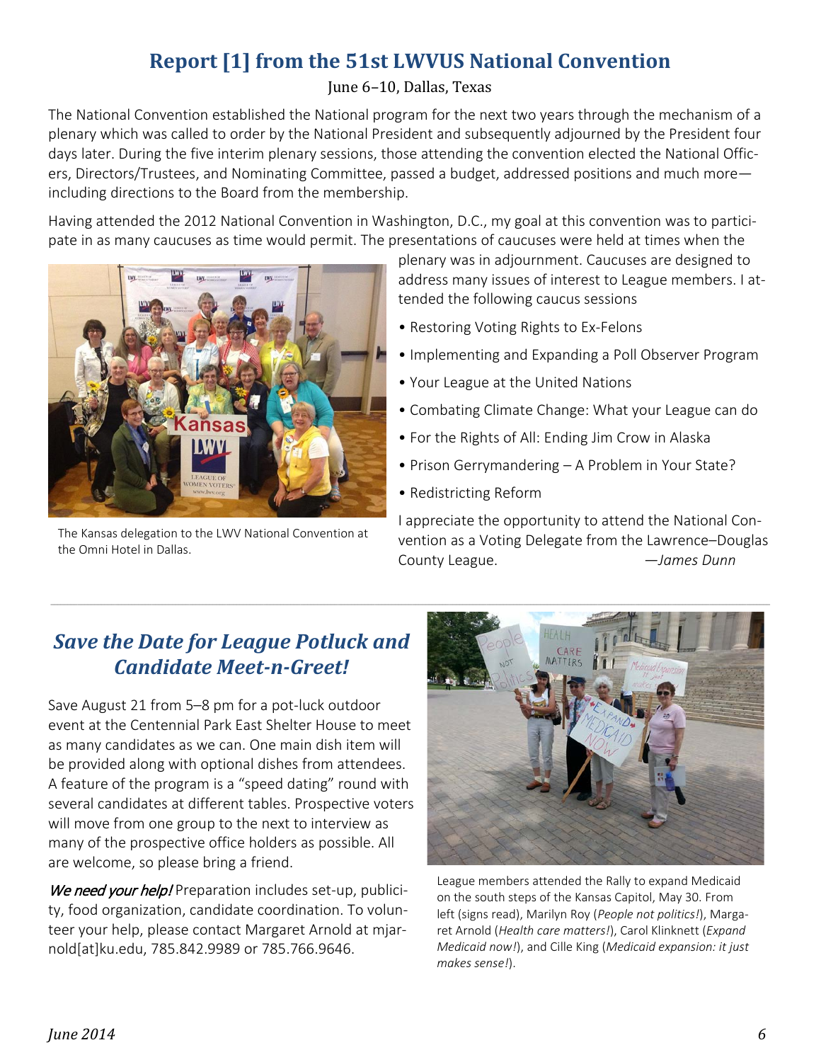## Report [1] from the 51st LWVUS National Convention

June 6–10, Dallas, Texas

The National Convention established the National program for the next two years through the mechanism of a plenary which was called to order by the National President and subsequently adjourned by the President four days later. During the five interim plenary sessions, those attending the convention elected the National Officers, Directors/Trustees, and Nominating Committee, passed a budget, addressed positions and much more—including directions to the Board from the membership.

Having attended the 2012 National Convention in Washington, D.C., my goal at this convention was to participate in as many caucuses as time would permit. The presentations of caucuses were held at times when the plenary was in adjournment. Caucuses are designed to address many issues of interest to League members. I attended the following caucus sessions

- Restoring Voting Rights to Ex-Felons
- Implementing and Expanding a Poll Observer Program
- Your League at the United Nations
- Combating Climate Change: What your League can do
- For the Rights of All: Ending Jim Crow in Alaska
- Prison Gerrymandering – A Problem in Your State?
- Redistricting Reform

I appreciate the opportunity to attend the National Convention as a Voting Delegate from the Lawrence–Douglas County League. —*James Dunn*

The Kansas delegation to the LWV National Convention at the Omni Hotel in Dallas.

## *Save the Date for League Potluck and Candidate Meet-n-Greet!*

Save August 21 from 5–8 pm for a pot-luck outdoor event at the Centennial Park East Shelter House to meet as many candidates as we can. One main dish item will be provided along with optional dishes from attendees. A feature of the program is a "speed dating" round with several candidates at different tables. Prospective voters will move from one group to the next to interview as many of the prospective office holders as possible. All are welcome, so please bring a friend.

*We need your help!* Preparation includes set-up, publicity, food organization, candidate coordination. To volunteer your help, please contact Margaret Arnold at mjarnold[at]ku.edu, 785.842.9989 or 785.766.9646.

League members attended the Rally to expand Medicaid on the south steps of the Kansas Capitol, May 30. From left (signs read), Marilyn Roy (*People not politics!*), Margaret Arnold (*Health care matters!*), Carol Klinknett (*Expand Medicaid now!*), and Cille King (*Medicaid expansion: it just makes sense!*).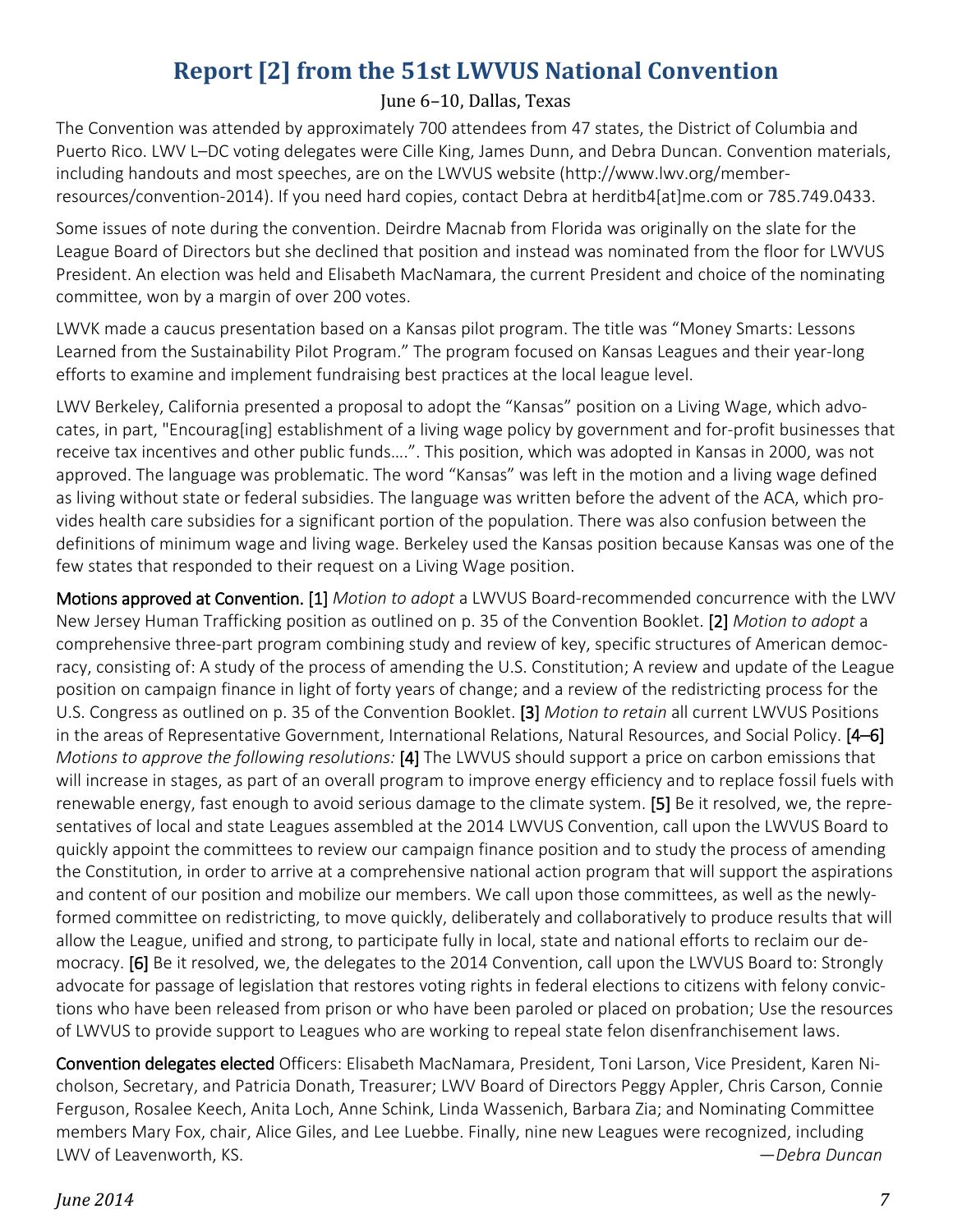# Report [2] from the 51st LWVUS National Convention

June 6–10, Dallas, Texas

The Convention was attended by approximately 700 attendees from 47 states, the District of Columbia and Puerto Rico. LWV L–DC voting delegates were Cille King, James Dunn, and Debra Duncan. Convention materials, including handouts and most speeches, are on the LWVUS website (http://www.lwv.org/member-resources/convention-2014). If you need hard copies, contact Debra at herditb4[at]me.com or 785.749.0433.

Some issues of note during the convention. Deirdre Macnab from Florida was originally on the slate for the League Board of Directors but she declined that position and instead was nominated from the floor for LWVUS President. An election was held and Elisabeth MacNamara, the current President and choice of the nominating committee, won by a margin of over 200 votes.

LWVK made a caucus presentation based on a Kansas pilot program. The title was "Money Smarts: Lessons Learned from the Sustainability Pilot Program." The program focused on Kansas Leagues and their year-long efforts to examine and implement fundraising best practices at the local league level.

LWV Berkeley, California presented a proposal to adopt the "Kansas" position on a Living Wage, which advocates, in part, "Encourag[ing] establishment of a living wage policy by government and for-profit businesses that receive tax incentives and other public funds….". This position, which was adopted in Kansas in 2000, was not approved. The language was problematic. The word "Kansas" was left in the motion and a living wage defined as living without state or federal subsidies. The language was written before the advent of the ACA, which provides health care subsidies for a significant portion of the population. There was also confusion between the definitions of minimum wage and living wage. Berkeley used the Kansas position because Kansas was one of the few states that responded to their request on a Living Wage position.

**Motions approved at Convention.** [1] *Motion to adopt* a LWVUS Board-recommended concurrence with the LWV New Jersey Human Trafficking position as outlined on p. 35 of the Convention Booklet. [2] *Motion to adopt* a comprehensive three-part program combining study and review of key, specific structures of American democracy, consisting of: A study of the process of amending the U.S. Constitution; A review and update of the League position on campaign finance in light of forty years of change; and a review of the redistricting process for the U.S. Congress as outlined on p. 35 of the Convention Booklet. [3] *Motion to retain* all current LWVUS Positions in the areas of Representative Government, International Relations, Natural Resources, and Social Policy. [4–6] *Motions to approve the following resolutions:* [4] The LWVUS should support a price on carbon emissions that will increase in stages, as part of an overall program to improve energy efficiency and to replace fossil fuels with renewable energy, fast enough to avoid serious damage to the climate system. [5] Be it resolved, we, the representatives of local and state Leagues assembled at the 2014 LWVUS Convention, call upon the LWVUS Board to quickly appoint the committees to review our campaign finance position and to study the process of amending the Constitution, in order to arrive at a comprehensive national action program that will support the aspirations and content of our position and mobilize our members. We call upon those committees, as well as the newly-formed committee on redistricting, to move quickly, deliberately and collaboratively to produce results that will allow the League, unified and strong, to participate fully in local, state and national efforts to reclaim our democracy. [6] Be it resolved, we, the delegates to the 2014 Convention, call upon the LWVUS Board to: Strongly advocate for passage of legislation that restores voting rights in federal elections to citizens with felony convictions who have been released from prison or who have been paroled or placed on probation; Use the resources of LWVUS to provide support to Leagues who are working to repeal state felon disenfranchisement laws.

**Convention delegates elected** Officers: Elisabeth MacNamara, President, Toni Larson, Vice President, Karen Nicholson, Secretary, and Patricia Donath, Treasurer; LWV Board of Directors Peggy Appler, Chris Carson, Connie Ferguson, Rosalee Keech, Anita Loch, Anne Schink, Linda Wassenich, Barbara Zia; and Nominating Committee members Mary Fox, chair, Alice Giles, and Lee Luebbe. Finally, nine new Leagues were recognized, including LWV of Leavenworth, KS.

*—Debra Duncan*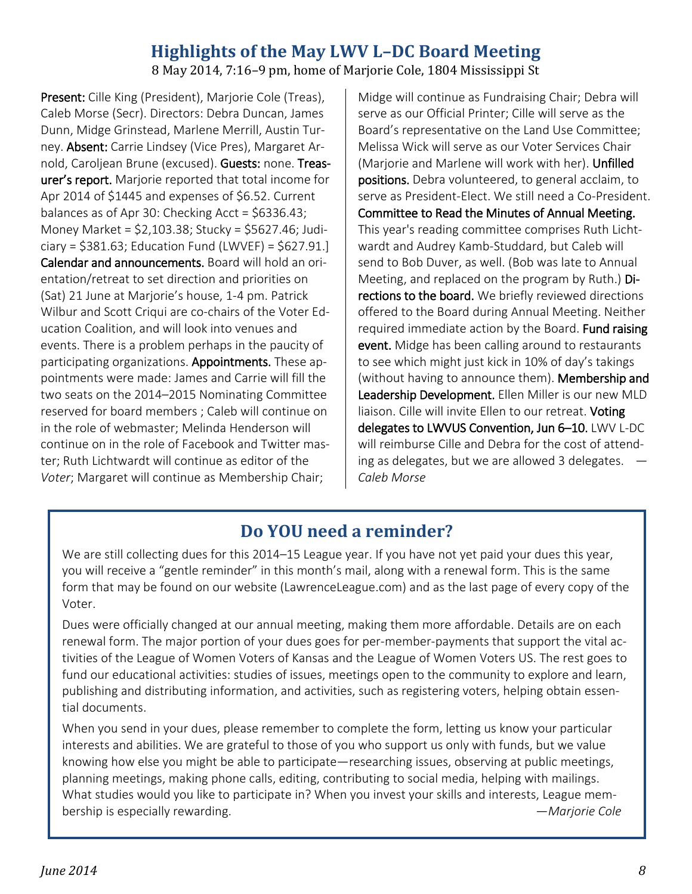## Highlights of the May LWV L–DC Board Meeting

8 May 2014, 7:16–9 pm, home of Marjorie Cole, 1804 Mississippi St

**Present:** Cille King (President), Marjorie Cole (Treas), Caleb Morse (Secr). Directors: Debra Duncan, James Dunn, Midge Grinstead, Marlene Merrill, Austin Turney. **Absent:** Carrie Lindsey (Vice Pres), Margaret Arnold, Caroljean Brune (excused). **Guests:** none. **Treasurer's report.** Marjorie reported that total income for Apr 2014 of $1445 and expenses of $6.52. Current balances as of Apr 30: Checking Acct = $6336.43; Money Market = $2,103.38; Stucky = $5627.46; Judiciary = $381.63; Education Fund (LWVEF) = $627.91.] **Calendar and announcements.** Board will hold an orientation/retreat to set direction and priorities on (Sat) 21 June at Marjorie's house, 1-4 pm. Patrick Wilbur and Scott Criqui are co-chairs of the Voter Education Coalition, and will look into venues and events. There is a problem perhaps in the paucity of participating organizations. **Appointments.** These appointments were made: James and Carrie will fill the two seats on the 2014–2015 Nominating Committee reserved for board members ; Caleb will continue on in the role of webmaster; Melinda Henderson will continue on in the role of Facebook and Twitter master; Ruth Lichtwardt will continue as editor of the *Voter*; Margaret will continue as Membership Chair; Midge will continue as Fundraising Chair; Debra will serve as our Official Printer; Cille will serve as the Board's representative on the Land Use Committee; Melissa Wick will serve as our Voter Services Chair (Marjorie and Marlene will work with her). **Unfilled positions.** Debra volunteered, to general acclaim, to serve as President-Elect. We still need a Co-President. **Committee to Read the Minutes of Annual Meeting.** This year's reading committee comprises Ruth Lichtwardt and Audrey Kamb-Studdard, but Caleb will send to Bob Duver, as well. (Bob was late to Annual Meeting, and replaced on the program by Ruth.) **Directions to the board.** We briefly reviewed directions offered to the Board during Annual Meeting. Neither required immediate action by the Board. **Fund raising event.** Midge has been calling around to restaurants to see which might just kick in 10% of day's takings (without having to announce them). **Membership and Leadership Development.** Ellen Miller is our new MLD liaison. Cille will invite Ellen to our retreat. **Voting delegates to LWVUS Convention, Jun 6–10.** LWV L-DC will reimburse Cille and Debra for the cost of attending as delegates, but we are allowed 3 delegates. —*Caleb Morse*

## Do YOU need a reminder?

We are still collecting dues for this 2014–15 League year. If you have not yet paid your dues this year, you will receive a "gentle reminder" in this month's mail, along with a renewal form. This is the same form that may be found on our website (LawrenceLeague.com) and as the last page of every copy of the Voter.

Dues were officially changed at our annual meeting, making them more affordable. Details are on each renewal form. The major portion of your dues goes for per-member-payments that support the vital activities of the League of Women Voters of Kansas and the League of Women Voters US. The rest goes to fund our educational activities: studies of issues, meetings open to the community to explore and learn, publishing and distributing information, and activities, such as registering voters, helping obtain essential documents.

When you send in your dues, please remember to complete the form, letting us know your particular interests and abilities. We are grateful to those of you who support us only with funds, but we value knowing how else you might be able to participate—researching issues, observing at public meetings, planning meetings, making phone calls, editing, contributing to social media, helping with mailings. What studies would you like to participate in? When you invest your skills and interests, League membership is especially rewarding. —*Marjorie Cole*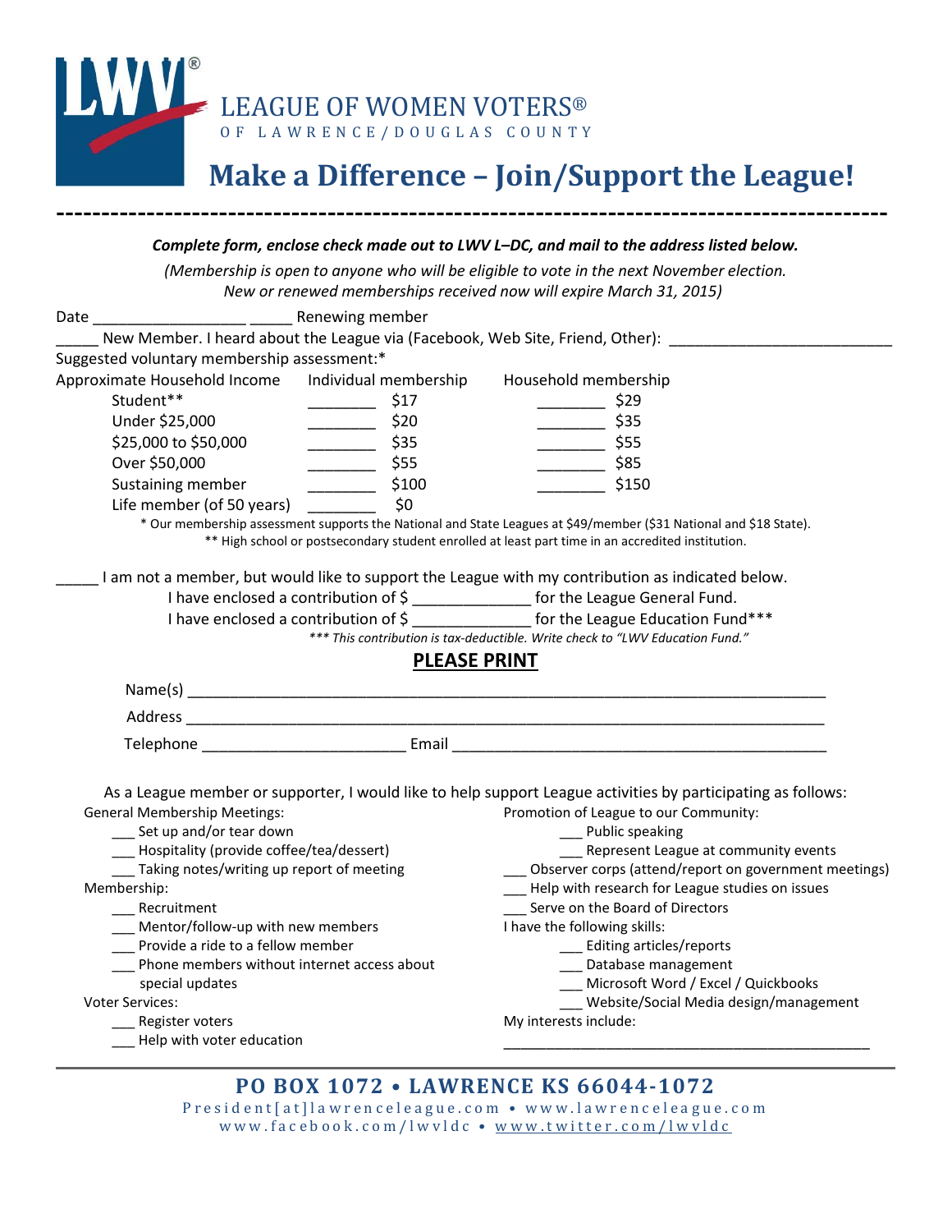LEAGUE OF WOMEN VOTERS®
OF LAWRENCE/DOUGLAS COUNTY

# Make a Difference – Join/Support the League!

---

***Complete form, enclose check made out to LWV L–DC, and mail to the address listed below.***

*(Membership is open to anyone who will be eligible to vote in the next November election. New or renewed memberships received now will expire March 31, 2015)*

Date ________________ _____ Renewing member

_____ New Member. I heard about the League via (Facebook, Web Site, Friend, Other): ______________________

Suggested voluntary membership assessment:*

| Approximate Household Income | Individual membership | Household membership |
|---|---|---|
| Student** | _______ $17 | _______ $29 |
| Under $25,000 | _______ $20 | _______ $35 |
| $25,000 to $50,000 | _______ $35 | _______ $55 |
| Over $50,000 | _______ $55 | _______ $85 |
| Sustaining member | _______ $100 | _______ $150 |
| Life member (of 50 years) | _______ $0 | |

\* Our membership assessment supports the National and State Leagues at $49/member ($31 National and $18 State).

** High school or postsecondary student enrolled at least part time in an accredited institution.

_____ I am not a member, but would like to support the League with my contribution as indicated below.

I have enclosed a contribution of $ ____________ for the League General Fund.

I have enclosed a contribution of $ ____________ for the League Education Fund***

*\*\*\* This contribution is tax-deductible. Write check to "LWV Education Fund."*

**PLEASE PRINT**

Name(s) ____________________________________________________________

Address ____________________________________________________________

Telephone ____________________ Email ____________________________________

As a League member or supporter, I would like to help support League activities by participating as follows:

General Membership Meetings:
- ___ Set up and/or tear down
- ___ Hospitality (provide coffee/tea/dessert)
- ___ Taking notes/writing up report of meeting

Membership:
- ___ Recruitment
- ___ Mentor/follow-up with new members
- ___ Provide a ride to a fellow member
- ___ Phone members without internet access about special updates

Voter Services:
- ___ Register voters
- ___ Help with voter education

Promotion of League to our Community:
- ___ Public speaking
- ___ Represent League at community events

___ Observer corps (attend/report on government meetings)

___ Help with research for League studies on issues

___ Serve on the Board of Directors

I have the following skills:
- ___ Editing articles/reports
- ___ Database management
- ___ Microsoft Word / Excel / Quickbooks
- ___ Website/Social Media design/management

My interests include:

______________________________________________

---

**PO BOX 1072 • LAWRENCE KS 66044-1072**

President[at]lawrenceleague.com • www.lawrenceleague.com
www.facebook.com/lwvldc • www.twitter.com/lwvldc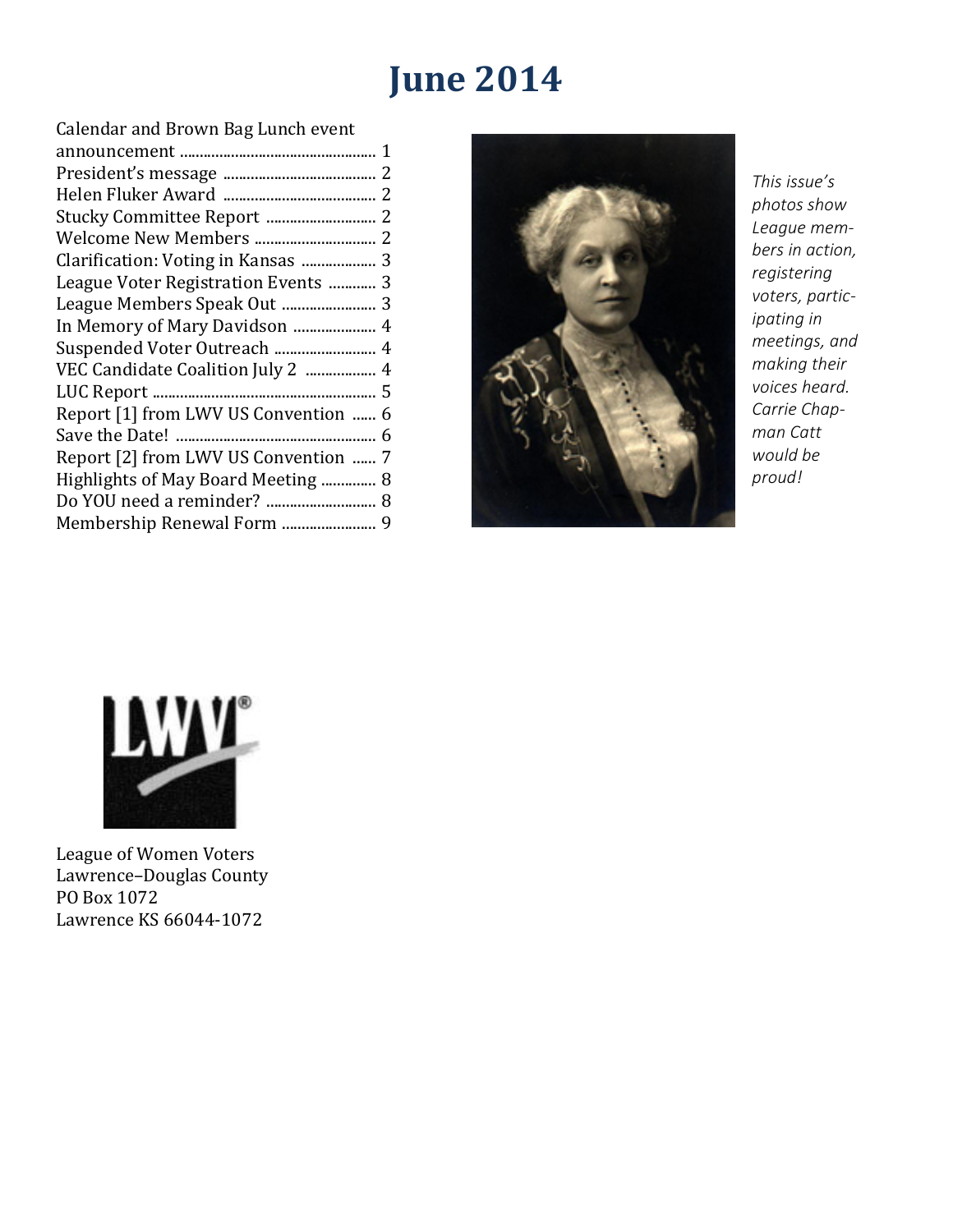# June 2014

Calendar and Brown Bag Lunch event announcement ........ 1
President's message ........ 2
Helen Fluker Award ........ 2
Stucky Committee Report ........ 2
Welcome New Members ........ 2
Clarification: Voting in Kansas ........ 3
League Voter Registration Events ........ 3
League Members Speak Out ........ 3
In Memory of Mary Davidson ........ 4
Suspended Voter Outreach ........ 4
VEC Candidate Coalition July 2 ........ 4
LUC Report ........ 5
Report [1] from LWV US Convention ........ 6
Save the Date! ........ 6
Report [2] from LWV US Convention ........ 7
Highlights of May Board Meeting ........ 8
Do YOU need a reminder? ........ 8
Membership Renewal Form ........ 9

*This issue's photos show League members in action, registering voters, participating in meetings, and making their voices heard. Carrie Chapman Catt would be proud!*

League of Women Voters
Lawrence–Douglas County
PO Box 1072
Lawrence KS 66044-1072